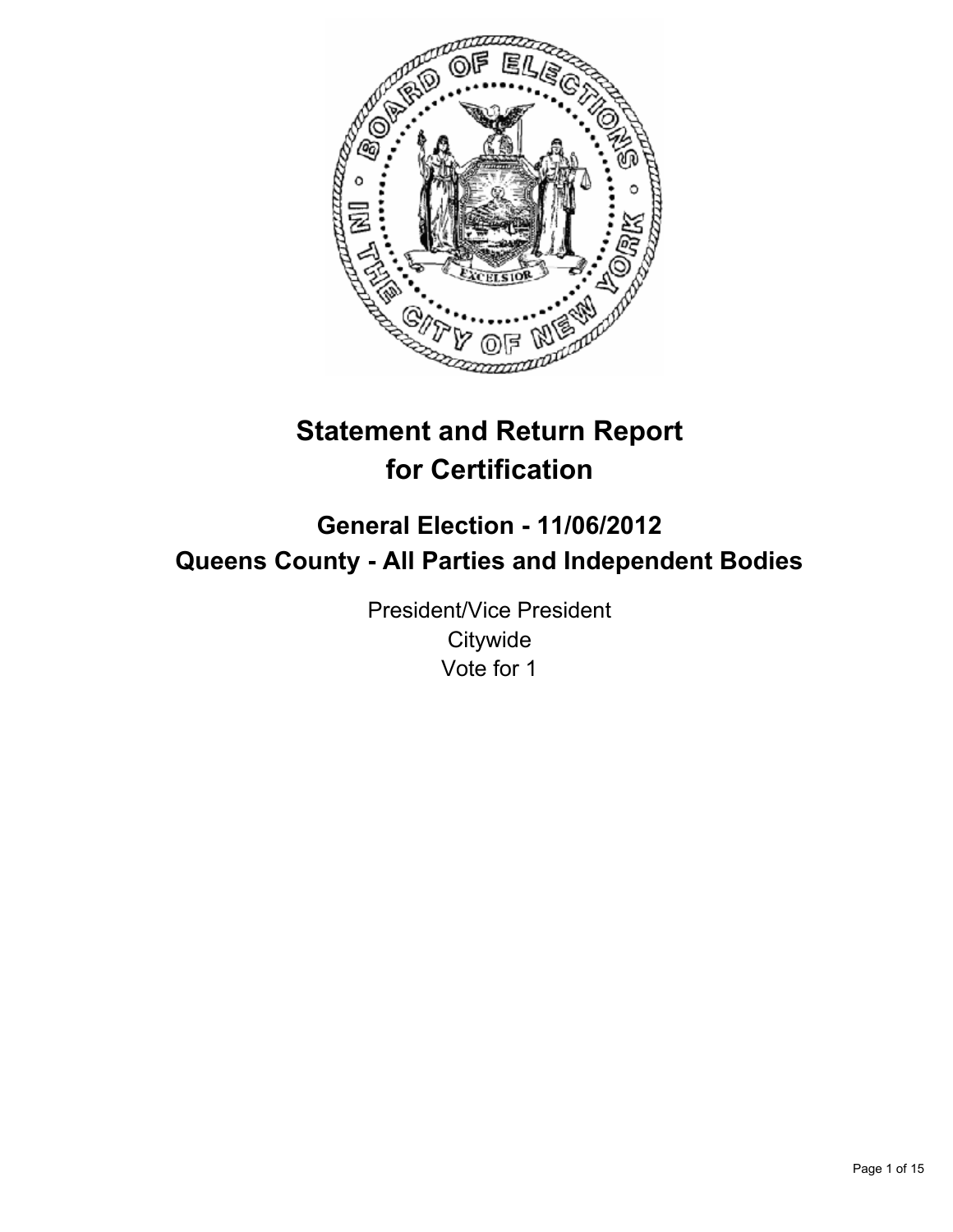# Statement and Return Report for Certification

## General Election - 11/06/2012
## Queens County - All Parties and Independent Bodies

President/Vice President
Citywide
Vote for 1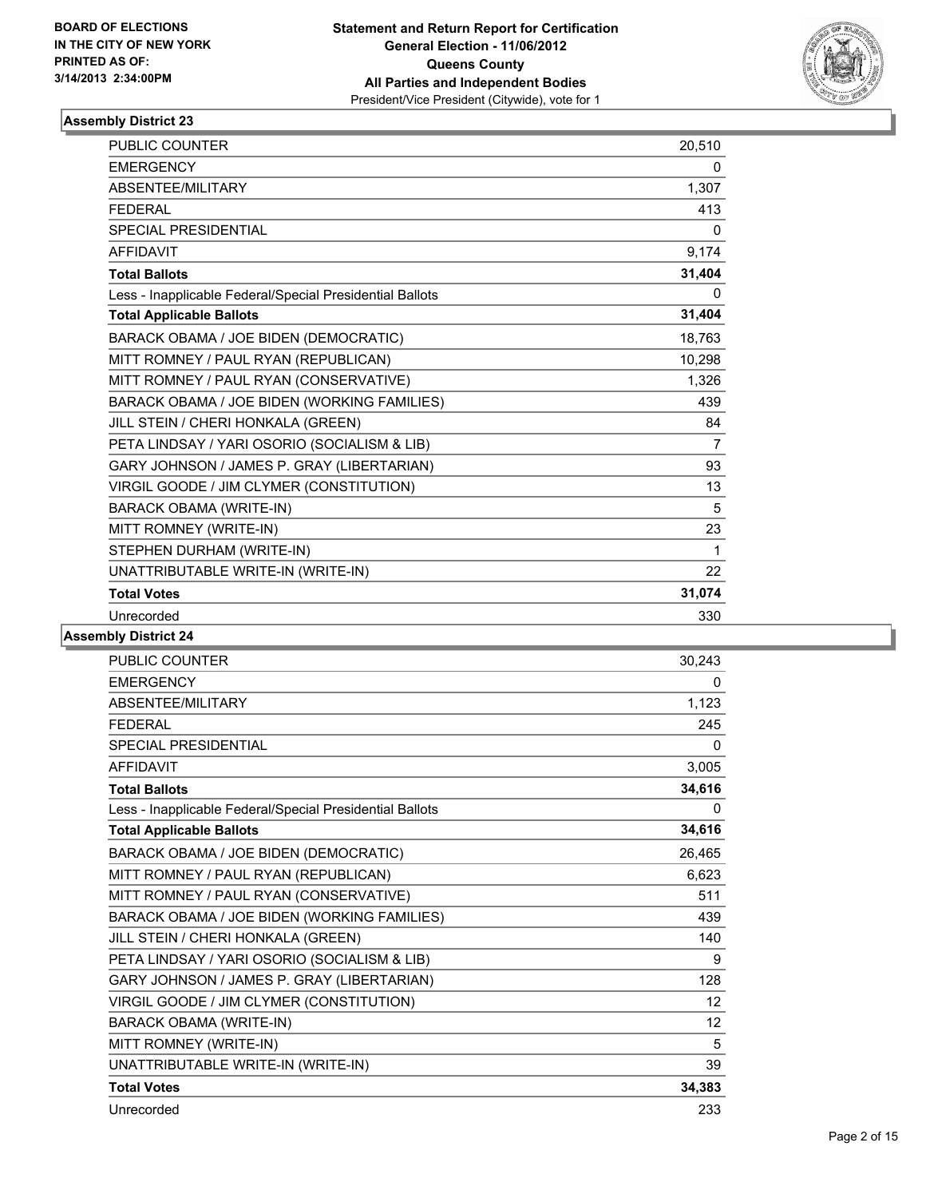BOARD OF ELECTIONS
IN THE CITY OF NEW YORK
PRINTED AS OF:
3/14/2013 2:34:00PM

**Statement and Return Report for Certification**
**General Election - 11/06/2012**
**Queens County**
**All Parties and Independent Bodies**
President/Vice President (Citywide), vote for 1

## Assembly District 23

| | |
|---|---|
| PUBLIC COUNTER | 20,510 |
| EMERGENCY | 0 |
| ABSENTEE/MILITARY | 1,307 |
| FEDERAL | 413 |
| SPECIAL PRESIDENTIAL | 0 |
| AFFIDAVIT | 9,174 |
| **Total Ballots** | **31,404** |
| Less - Inapplicable Federal/Special Presidential Ballots | 0 |
| **Total Applicable Ballots** | **31,404** |
| BARACK OBAMA / JOE BIDEN (DEMOCRATIC) | 18,763 |
| MITT ROMNEY / PAUL RYAN (REPUBLICAN) | 10,298 |
| MITT ROMNEY / PAUL RYAN (CONSERVATIVE) | 1,326 |
| BARACK OBAMA / JOE BIDEN (WORKING FAMILIES) | 439 |
| JILL STEIN / CHERI HONKALA (GREEN) | 84 |
| PETA LINDSAY / YARI OSORIO (SOCIALISM & LIB) | 7 |
| GARY JOHNSON / JAMES P. GRAY (LIBERTARIAN) | 93 |
| VIRGIL GOODE / JIM CLYMER (CONSTITUTION) | 13 |
| BARACK OBAMA (WRITE-IN) | 5 |
| MITT ROMNEY (WRITE-IN) | 23 |
| STEPHEN DURHAM (WRITE-IN) | 1 |
| UNATTRIBUTABLE WRITE-IN (WRITE-IN) | 22 |
| **Total Votes** | **31,074** |
| Unrecorded | 330 |

## Assembly District 24

| | |
|---|---|
| PUBLIC COUNTER | 30,243 |
| EMERGENCY | 0 |
| ABSENTEE/MILITARY | 1,123 |
| FEDERAL | 245 |
| SPECIAL PRESIDENTIAL | 0 |
| AFFIDAVIT | 3,005 |
| **Total Ballots** | **34,616** |
| Less - Inapplicable Federal/Special Presidential Ballots | 0 |
| **Total Applicable Ballots** | **34,616** |
| BARACK OBAMA / JOE BIDEN (DEMOCRATIC) | 26,465 |
| MITT ROMNEY / PAUL RYAN (REPUBLICAN) | 6,623 |
| MITT ROMNEY / PAUL RYAN (CONSERVATIVE) | 511 |
| BARACK OBAMA / JOE BIDEN (WORKING FAMILIES) | 439 |
| JILL STEIN / CHERI HONKALA (GREEN) | 140 |
| PETA LINDSAY / YARI OSORIO (SOCIALISM & LIB) | 9 |
| GARY JOHNSON / JAMES P. GRAY (LIBERTARIAN) | 128 |
| VIRGIL GOODE / JIM CLYMER (CONSTITUTION) | 12 |
| BARACK OBAMA (WRITE-IN) | 12 |
| MITT ROMNEY (WRITE-IN) | 5 |
| UNATTRIBUTABLE WRITE-IN (WRITE-IN) | 39 |
| **Total Votes** | **34,383** |
| Unrecorded | 233 |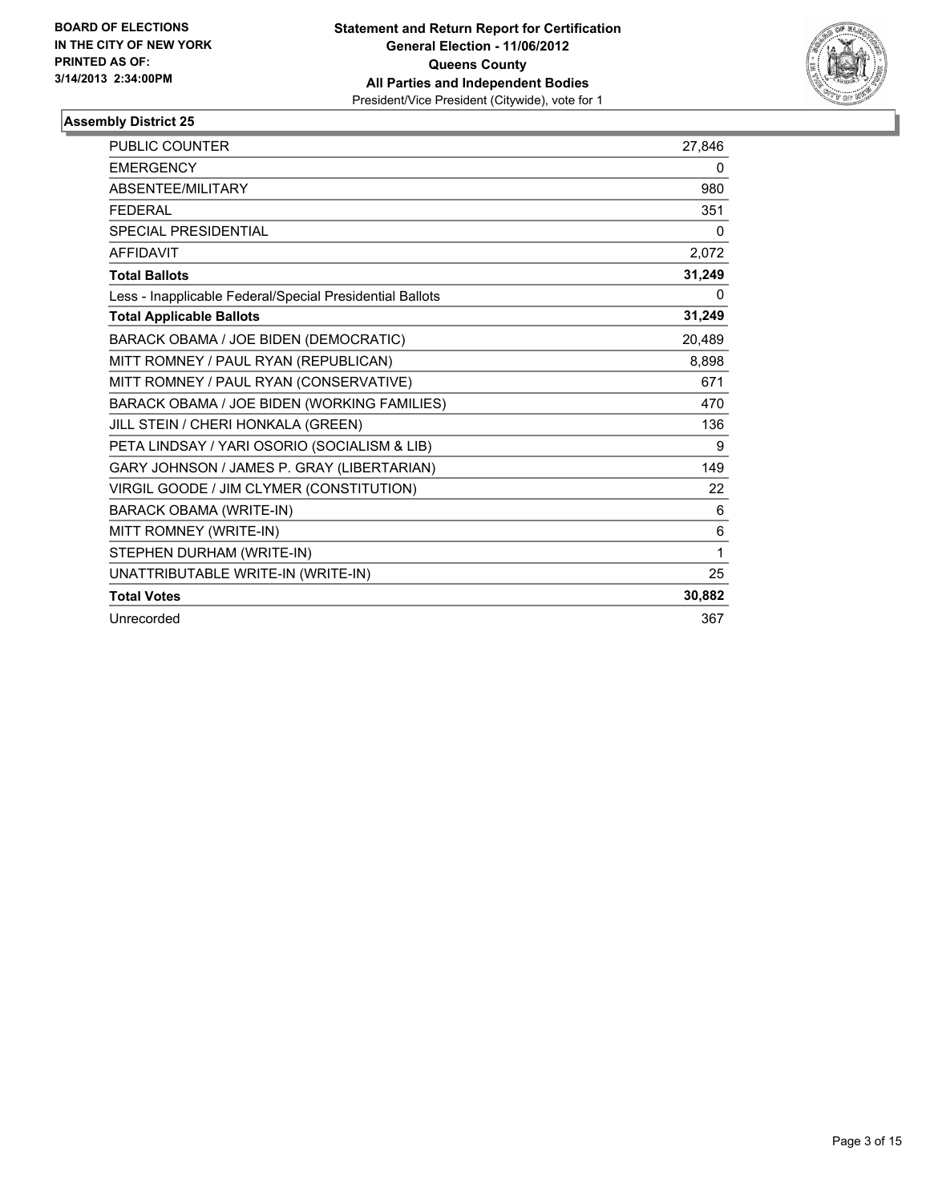BOARD OF ELECTIONS
IN THE CITY OF NEW YORK
PRINTED AS OF:
3/14/2013 2:34:00PM

**Statement and Return Report for Certification**
**General Election - 11/06/2012**
**Queens County**
**All Parties and Independent Bodies**
President/Vice President (Citywide), vote for 1

## Assembly District 25

| | |
|---|---|
| PUBLIC COUNTER | 27,846 |
| EMERGENCY | 0 |
| ABSENTEE/MILITARY | 980 |
| FEDERAL | 351 |
| SPECIAL PRESIDENTIAL | 0 |
| AFFIDAVIT | 2,072 |
| **Total Ballots** | **31,249** |
| Less - Inapplicable Federal/Special Presidential Ballots | 0 |
| **Total Applicable Ballots** | **31,249** |
| BARACK OBAMA / JOE BIDEN (DEMOCRATIC) | 20,489 |
| MITT ROMNEY / PAUL RYAN (REPUBLICAN) | 8,898 |
| MITT ROMNEY / PAUL RYAN (CONSERVATIVE) | 671 |
| BARACK OBAMA / JOE BIDEN (WORKING FAMILIES) | 470 |
| JILL STEIN / CHERI HONKALA (GREEN) | 136 |
| PETA LINDSAY / YARI OSORIO (SOCIALISM & LIB) | 9 |
| GARY JOHNSON / JAMES P. GRAY (LIBERTARIAN) | 149 |
| VIRGIL GOODE / JIM CLYMER (CONSTITUTION) | 22 |
| BARACK OBAMA (WRITE-IN) | 6 |
| MITT ROMNEY (WRITE-IN) | 6 |
| STEPHEN DURHAM (WRITE-IN) | 1 |
| UNATTRIBUTABLE WRITE-IN (WRITE-IN) | 25 |
| **Total Votes** | **30,882** |
| Unrecorded | 367 |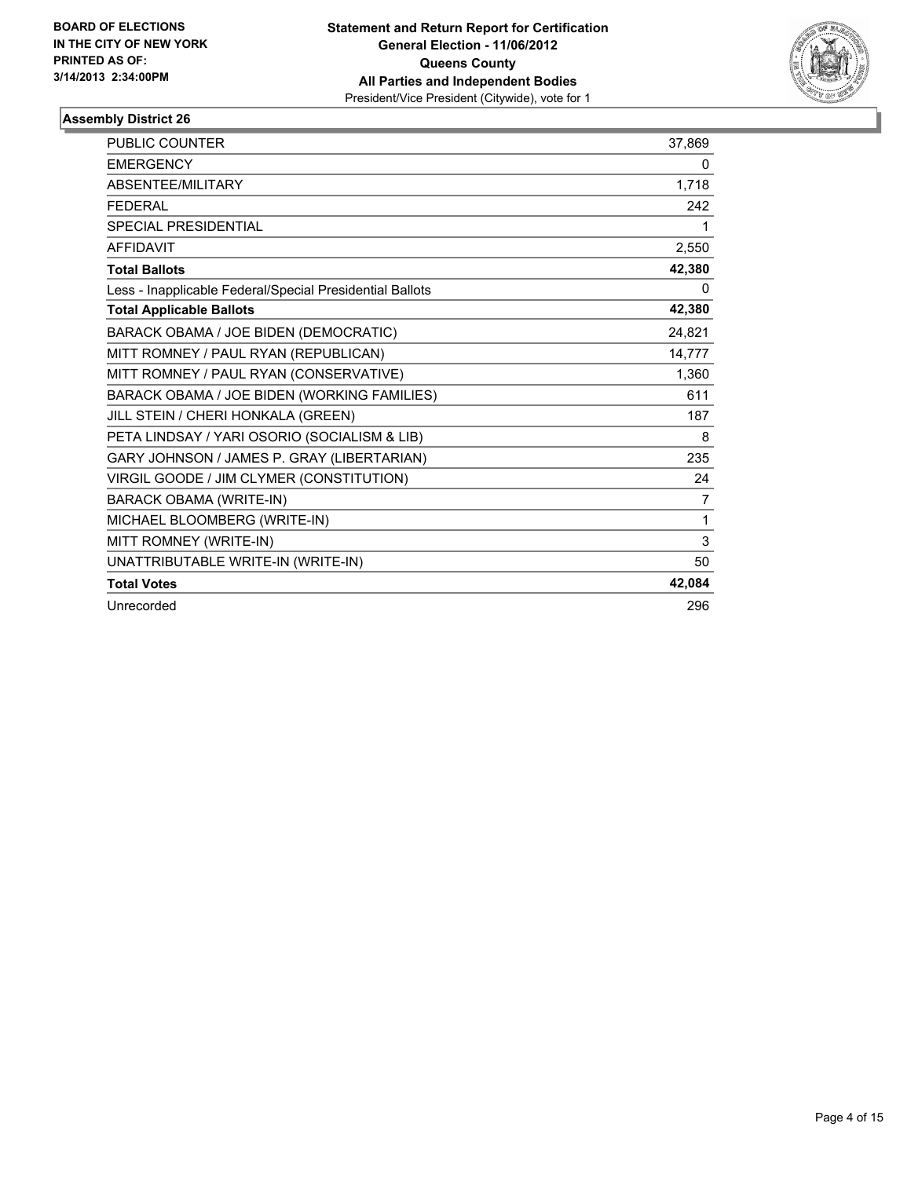**BOARD OF ELECTIONS IN THE CITY OF NEW YORK PRINTED AS OF: 3/14/2013 2:34:00PM**

**Statement and Return Report for Certification**
**General Election - 11/06/2012**
**Queens County**
**All Parties and Independent Bodies**
President/Vice President (Citywide), vote for 1

### Assembly District 26

| | |
|---|---|
| PUBLIC COUNTER | 37,869 |
| EMERGENCY | 0 |
| ABSENTEE/MILITARY | 1,718 |
| FEDERAL | 242 |
| SPECIAL PRESIDENTIAL | 1 |
| AFFIDAVIT | 2,550 |
| **Total Ballots** | **42,380** |
| Less - Inapplicable Federal/Special Presidential Ballots | 0 |
| **Total Applicable Ballots** | **42,380** |
| BARACK OBAMA / JOE BIDEN (DEMOCRATIC) | 24,821 |
| MITT ROMNEY / PAUL RYAN (REPUBLICAN) | 14,777 |
| MITT ROMNEY / PAUL RYAN (CONSERVATIVE) | 1,360 |
| BARACK OBAMA / JOE BIDEN (WORKING FAMILIES) | 611 |
| JILL STEIN / CHERI HONKALA (GREEN) | 187 |
| PETA LINDSAY / YARI OSORIO (SOCIALISM & LIB) | 8 |
| GARY JOHNSON / JAMES P. GRAY (LIBERTARIAN) | 235 |
| VIRGIL GOODE / JIM CLYMER (CONSTITUTION) | 24 |
| BARACK OBAMA (WRITE-IN) | 7 |
| MICHAEL BLOOMBERG (WRITE-IN) | 1 |
| MITT ROMNEY (WRITE-IN) | 3 |
| UNATTRIBUTABLE WRITE-IN (WRITE-IN) | 50 |
| **Total Votes** | **42,084** |
| Unrecorded | 296 |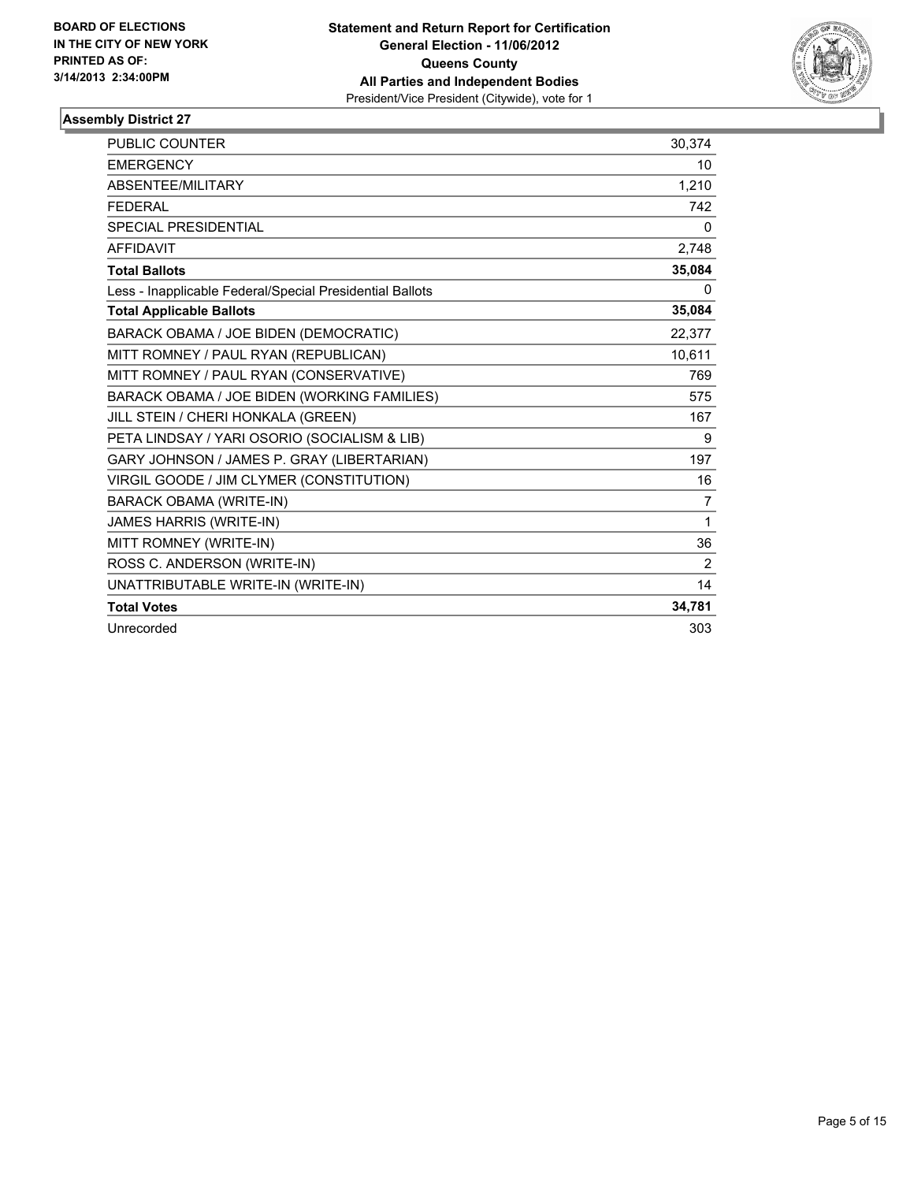**BOARD OF ELECTIONS IN THE CITY OF NEW YORK**
**PRINTED AS OF: 3/14/2013 2:34:00PM**

**Statement and Return Report for Certification**
**General Election - 11/06/2012**
**Queens County**
**All Parties and Independent Bodies**
President/Vice President (Citywide), vote for 1

### Assembly District 27

| | |
|---|---|
| PUBLIC COUNTER | 30,374 |
| EMERGENCY | 10 |
| ABSENTEE/MILITARY | 1,210 |
| FEDERAL | 742 |
| SPECIAL PRESIDENTIAL | 0 |
| AFFIDAVIT | 2,748 |
| **Total Ballots** | **35,084** |
| Less - Inapplicable Federal/Special Presidential Ballots | 0 |
| **Total Applicable Ballots** | **35,084** |
| BARACK OBAMA / JOE BIDEN (DEMOCRATIC) | 22,377 |
| MITT ROMNEY / PAUL RYAN (REPUBLICAN) | 10,611 |
| MITT ROMNEY / PAUL RYAN (CONSERVATIVE) | 769 |
| BARACK OBAMA / JOE BIDEN (WORKING FAMILIES) | 575 |
| JILL STEIN / CHERI HONKALA (GREEN) | 167 |
| PETA LINDSAY / YARI OSORIO (SOCIALISM & LIB) | 9 |
| GARY JOHNSON / JAMES P. GRAY (LIBERTARIAN) | 197 |
| VIRGIL GOODE / JIM CLYMER (CONSTITUTION) | 16 |
| BARACK OBAMA (WRITE-IN) | 7 |
| JAMES HARRIS (WRITE-IN) | 1 |
| MITT ROMNEY (WRITE-IN) | 36 |
| ROSS C. ANDERSON (WRITE-IN) | 2 |
| UNATTRIBUTABLE WRITE-IN (WRITE-IN) | 14 |
| **Total Votes** | **34,781** |
| Unrecorded | 303 |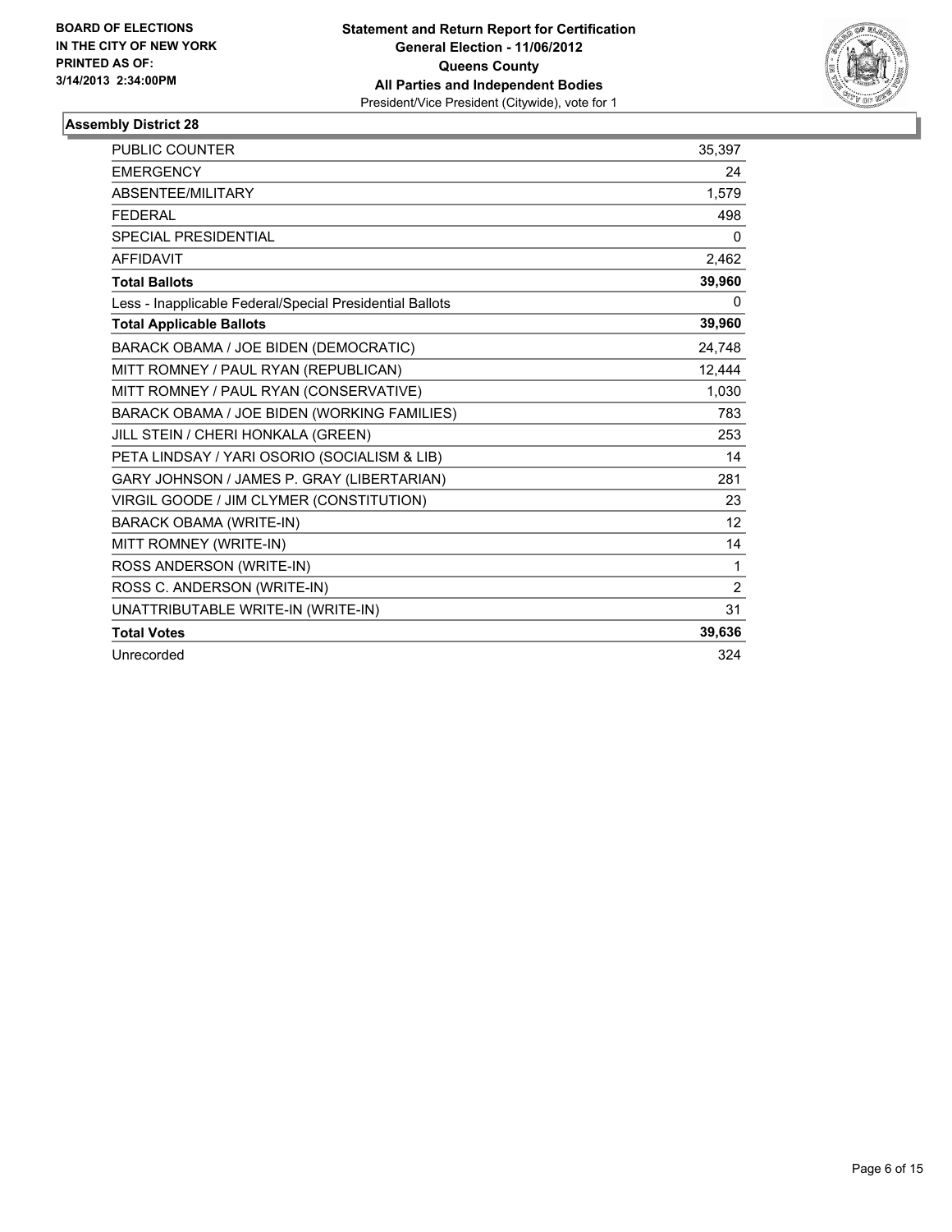**BOARD OF ELECTIONS IN THE CITY OF NEW YORK PRINTED AS OF: 3/14/2013 2:34:00PM**

**Statement and Return Report for Certification**
**General Election - 11/06/2012**
**Queens County**
**All Parties and Independent Bodies**
President/Vice President (Citywide), vote for 1

### Assembly District 28

| | |
|---|---|
| PUBLIC COUNTER | 35,397 |
| EMERGENCY | 24 |
| ABSENTEE/MILITARY | 1,579 |
| FEDERAL | 498 |
| SPECIAL PRESIDENTIAL | 0 |
| AFFIDAVIT | 2,462 |
| **Total Ballots** | **39,960** |
| Less - Inapplicable Federal/Special Presidential Ballots | 0 |
| **Total Applicable Ballots** | **39,960** |
| BARACK OBAMA / JOE BIDEN (DEMOCRATIC) | 24,748 |
| MITT ROMNEY / PAUL RYAN (REPUBLICAN) | 12,444 |
| MITT ROMNEY / PAUL RYAN (CONSERVATIVE) | 1,030 |
| BARACK OBAMA / JOE BIDEN (WORKING FAMILIES) | 783 |
| JILL STEIN / CHERI HONKALA (GREEN) | 253 |
| PETA LINDSAY / YARI OSORIO (SOCIALISM & LIB) | 14 |
| GARY JOHNSON / JAMES P. GRAY (LIBERTARIAN) | 281 |
| VIRGIL GOODE / JIM CLYMER (CONSTITUTION) | 23 |
| BARACK OBAMA (WRITE-IN) | 12 |
| MITT ROMNEY (WRITE-IN) | 14 |
| ROSS ANDERSON (WRITE-IN) | 1 |
| ROSS C. ANDERSON (WRITE-IN) | 2 |
| UNATTRIBUTABLE WRITE-IN (WRITE-IN) | 31 |
| **Total Votes** | **39,636** |
| Unrecorded | 324 |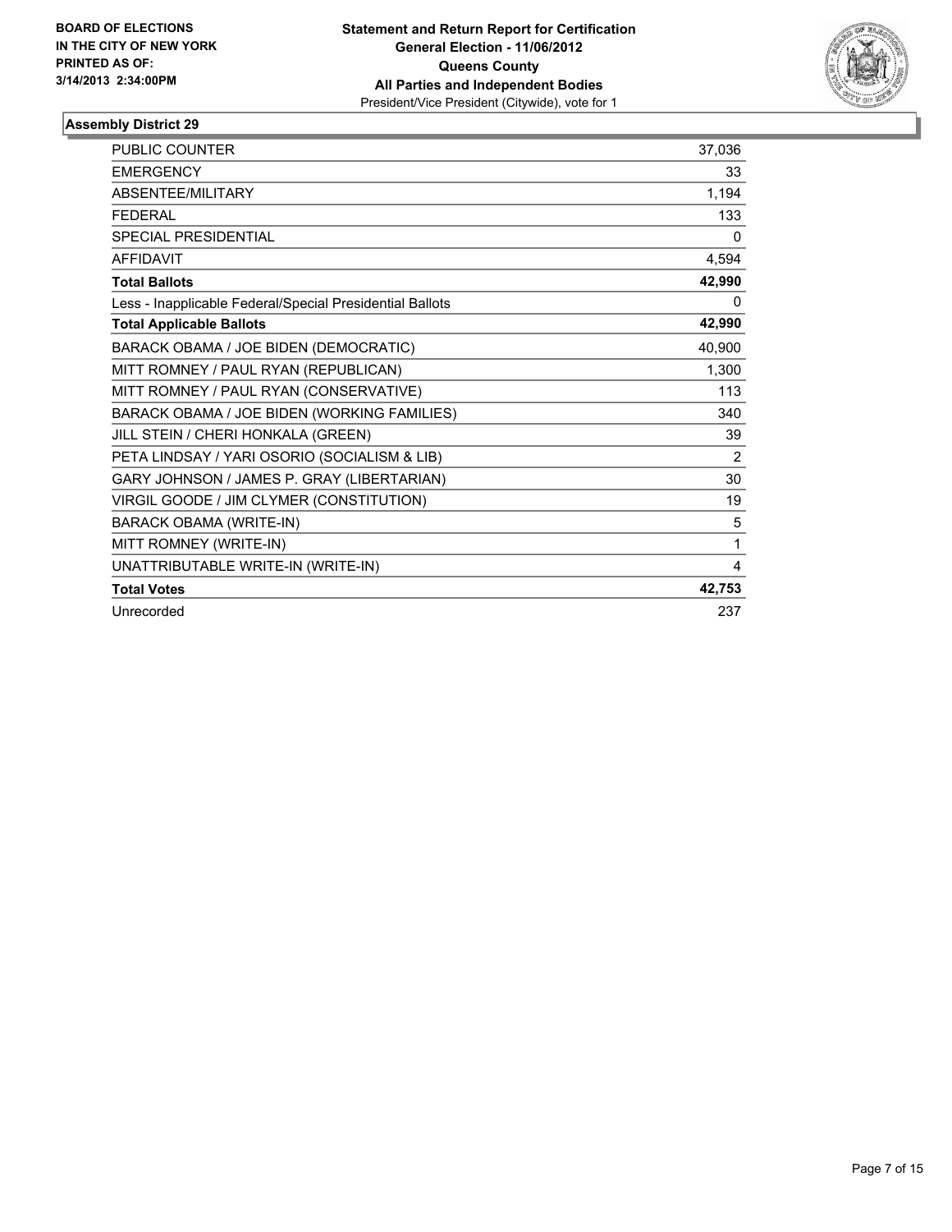**BOARD OF ELECTIONS IN THE CITY OF NEW YORK PRINTED AS OF: 3/14/2013 2:34:00PM**

**Statement and Return Report for Certification**
**General Election - 11/06/2012**
**Queens County**
**All Parties and Independent Bodies**
President/Vice President (Citywide), vote for 1

## Assembly District 29

| | |
|---|---|
| PUBLIC COUNTER | 37,036 |
| EMERGENCY | 33 |
| ABSENTEE/MILITARY | 1,194 |
| FEDERAL | 133 |
| SPECIAL PRESIDENTIAL | 0 |
| AFFIDAVIT | 4,594 |
| **Total Ballots** | **42,990** |
| Less - Inapplicable Federal/Special Presidential Ballots | 0 |
| **Total Applicable Ballots** | **42,990** |
| BARACK OBAMA / JOE BIDEN (DEMOCRATIC) | 40,900 |
| MITT ROMNEY / PAUL RYAN (REPUBLICAN) | 1,300 |
| MITT ROMNEY / PAUL RYAN (CONSERVATIVE) | 113 |
| BARACK OBAMA / JOE BIDEN (WORKING FAMILIES) | 340 |
| JILL STEIN / CHERI HONKALA (GREEN) | 39 |
| PETA LINDSAY / YARI OSORIO (SOCIALISM & LIB) | 2 |
| GARY JOHNSON / JAMES P. GRAY (LIBERTARIAN) | 30 |
| VIRGIL GOODE / JIM CLYMER (CONSTITUTION) | 19 |
| BARACK OBAMA (WRITE-IN) | 5 |
| MITT ROMNEY (WRITE-IN) | 1 |
| UNATTRIBUTABLE WRITE-IN (WRITE-IN) | 4 |
| **Total Votes** | **42,753** |
| Unrecorded | 237 |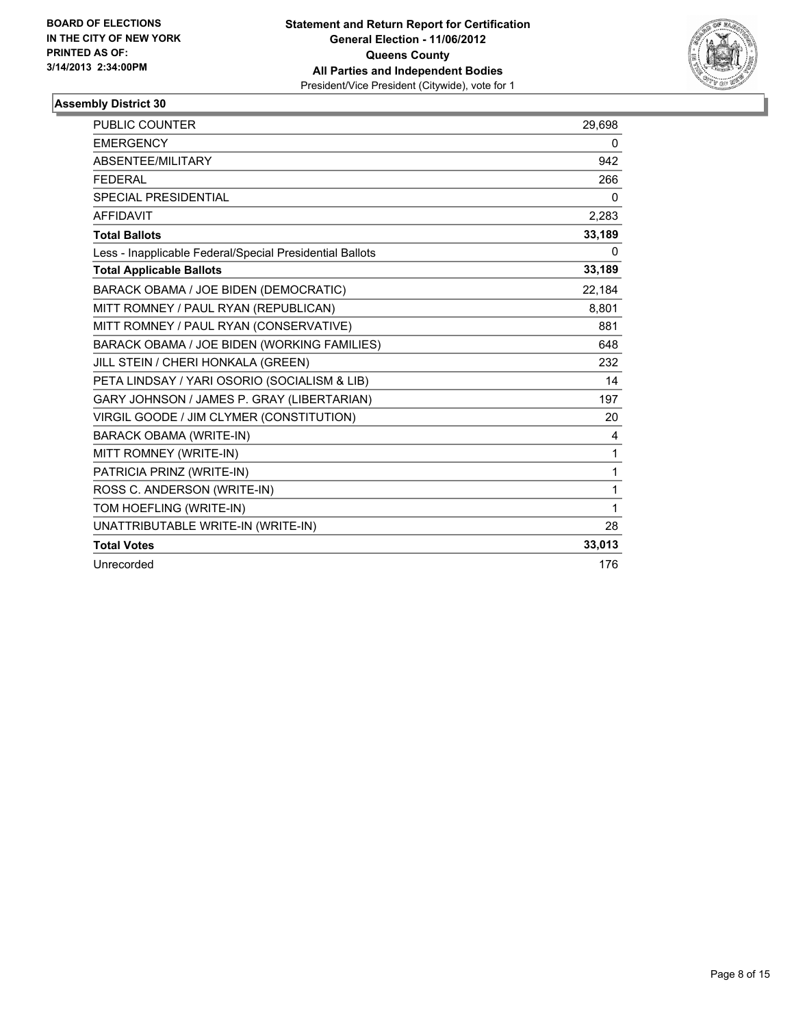**BOARD OF ELECTIONS IN THE CITY OF NEW YORK PRINTED AS OF: 3/14/2013 2:34:00PM**

**Statement and Return Report for Certification General Election - 11/06/2012 Queens County All Parties and Independent Bodies**
President/Vice President (Citywide), vote for 1

### Assembly District 30

| | |
|---|---|
| PUBLIC COUNTER | 29,698 |
| EMERGENCY | 0 |
| ABSENTEE/MILITARY | 942 |
| FEDERAL | 266 |
| SPECIAL PRESIDENTIAL | 0 |
| AFFIDAVIT | 2,283 |
| **Total Ballots** | **33,189** |
| Less - Inapplicable Federal/Special Presidential Ballots | 0 |
| **Total Applicable Ballots** | **33,189** |
| BARACK OBAMA / JOE BIDEN (DEMOCRATIC) | 22,184 |
| MITT ROMNEY / PAUL RYAN (REPUBLICAN) | 8,801 |
| MITT ROMNEY / PAUL RYAN (CONSERVATIVE) | 881 |
| BARACK OBAMA / JOE BIDEN (WORKING FAMILIES) | 648 |
| JILL STEIN / CHERI HONKALA (GREEN) | 232 |
| PETA LINDSAY / YARI OSORIO (SOCIALISM & LIB) | 14 |
| GARY JOHNSON / JAMES P. GRAY (LIBERTARIAN) | 197 |
| VIRGIL GOODE / JIM CLYMER (CONSTITUTION) | 20 |
| BARACK OBAMA (WRITE-IN) | 4 |
| MITT ROMNEY (WRITE-IN) | 1 |
| PATRICIA PRINZ (WRITE-IN) | 1 |
| ROSS C. ANDERSON (WRITE-IN) | 1 |
| TOM HOEFLING (WRITE-IN) | 1 |
| UNATTRIBUTABLE WRITE-IN (WRITE-IN) | 28 |
| **Total Votes** | **33,013** |
| Unrecorded | 176 |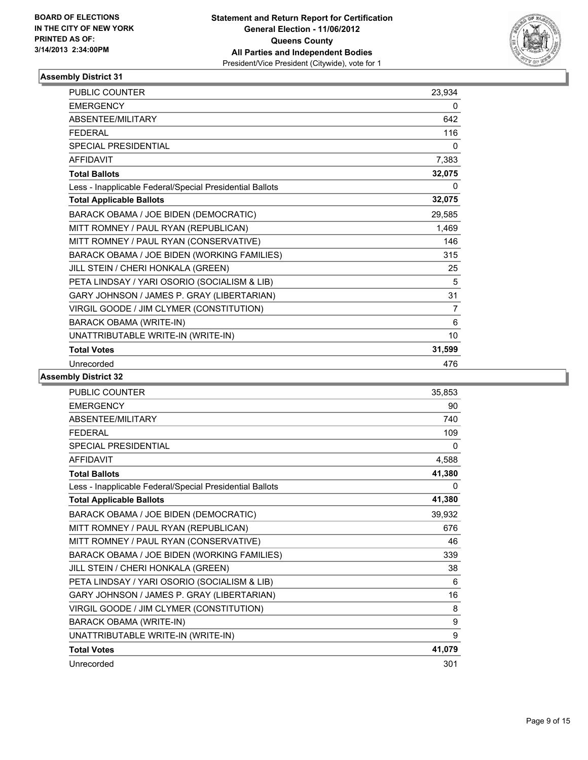BOARD OF ELECTIONS IN THE CITY OF NEW YORK PRINTED AS OF: 3/14/2013 2:34:00PM

**Statement and Return Report for Certification**
**General Election - 11/06/2012**
**Queens County**
**All Parties and Independent Bodies**
President/Vice President (Citywide), vote for 1

### Assembly District 31

| | |
|---|---|
| PUBLIC COUNTER | 23,934 |
| EMERGENCY | 0 |
| ABSENTEE/MILITARY | 642 |
| FEDERAL | 116 |
| SPECIAL PRESIDENTIAL | 0 |
| AFFIDAVIT | 7,383 |
| **Total Ballots** | **32,075** |
| Less - Inapplicable Federal/Special Presidential Ballots | 0 |
| **Total Applicable Ballots** | **32,075** |
| BARACK OBAMA / JOE BIDEN (DEMOCRATIC) | 29,585 |
| MITT ROMNEY / PAUL RYAN (REPUBLICAN) | 1,469 |
| MITT ROMNEY / PAUL RYAN (CONSERVATIVE) | 146 |
| BARACK OBAMA / JOE BIDEN (WORKING FAMILIES) | 315 |
| JILL STEIN / CHERI HONKALA (GREEN) | 25 |
| PETA LINDSAY / YARI OSORIO (SOCIALISM & LIB) | 5 |
| GARY JOHNSON / JAMES P. GRAY (LIBERTARIAN) | 31 |
| VIRGIL GOODE / JIM CLYMER (CONSTITUTION) | 7 |
| BARACK OBAMA (WRITE-IN) | 6 |
| UNATTRIBUTABLE WRITE-IN (WRITE-IN) | 10 |
| **Total Votes** | **31,599** |
| Unrecorded | 476 |

### Assembly District 32

| | |
|---|---|
| PUBLIC COUNTER | 35,853 |
| EMERGENCY | 90 |
| ABSENTEE/MILITARY | 740 |
| FEDERAL | 109 |
| SPECIAL PRESIDENTIAL | 0 |
| AFFIDAVIT | 4,588 |
| **Total Ballots** | **41,380** |
| Less - Inapplicable Federal/Special Presidential Ballots | 0 |
| **Total Applicable Ballots** | **41,380** |
| BARACK OBAMA / JOE BIDEN (DEMOCRATIC) | 39,932 |
| MITT ROMNEY / PAUL RYAN (REPUBLICAN) | 676 |
| MITT ROMNEY / PAUL RYAN (CONSERVATIVE) | 46 |
| BARACK OBAMA / JOE BIDEN (WORKING FAMILIES) | 339 |
| JILL STEIN / CHERI HONKALA (GREEN) | 38 |
| PETA LINDSAY / YARI OSORIO (SOCIALISM & LIB) | 6 |
| GARY JOHNSON / JAMES P. GRAY (LIBERTARIAN) | 16 |
| VIRGIL GOODE / JIM CLYMER (CONSTITUTION) | 8 |
| BARACK OBAMA (WRITE-IN) | 9 |
| UNATTRIBUTABLE WRITE-IN (WRITE-IN) | 9 |
| **Total Votes** | **41,079** |
| Unrecorded | 301 |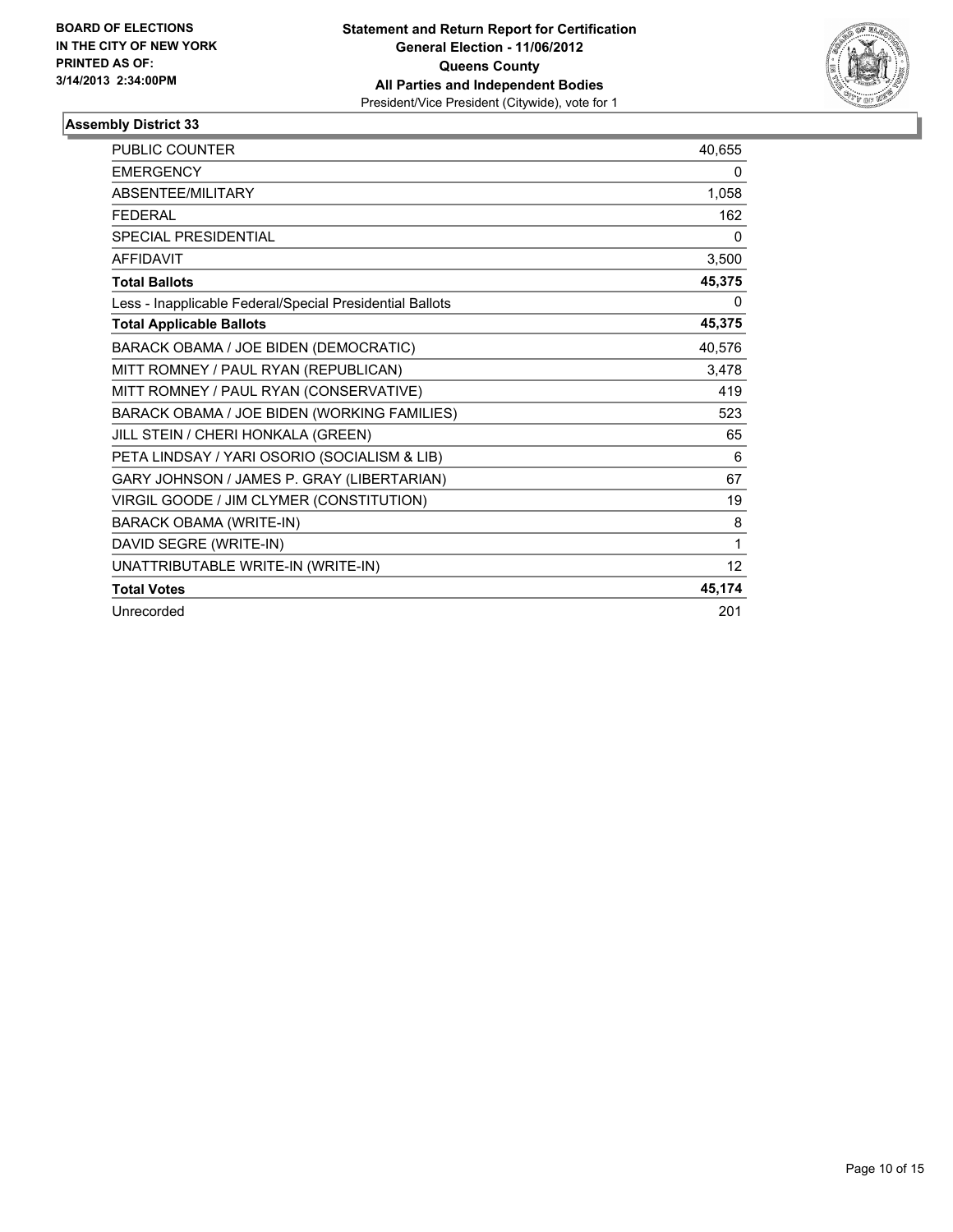BOARD OF ELECTIONS
IN THE CITY OF NEW YORK
PRINTED AS OF:
3/14/2013 2:34:00PM

**Statement and Return Report for Certification**
**General Election - 11/06/2012**
**Queens County**
**All Parties and Independent Bodies**
President/Vice President (Citywide), vote for 1

### Assembly District 33

| | |
|---|---|
| PUBLIC COUNTER | 40,655 |
| EMERGENCY | 0 |
| ABSENTEE/MILITARY | 1,058 |
| FEDERAL | 162 |
| SPECIAL PRESIDENTIAL | 0 |
| AFFIDAVIT | 3,500 |
| **Total Ballots** | **45,375** |
| Less - Inapplicable Federal/Special Presidential Ballots | 0 |
| **Total Applicable Ballots** | **45,375** |
| BARACK OBAMA / JOE BIDEN (DEMOCRATIC) | 40,576 |
| MITT ROMNEY / PAUL RYAN (REPUBLICAN) | 3,478 |
| MITT ROMNEY / PAUL RYAN (CONSERVATIVE) | 419 |
| BARACK OBAMA / JOE BIDEN (WORKING FAMILIES) | 523 |
| JILL STEIN / CHERI HONKALA (GREEN) | 65 |
| PETA LINDSAY / YARI OSORIO (SOCIALISM & LIB) | 6 |
| GARY JOHNSON / JAMES P. GRAY (LIBERTARIAN) | 67 |
| VIRGIL GOODE / JIM CLYMER (CONSTITUTION) | 19 |
| BARACK OBAMA (WRITE-IN) | 8 |
| DAVID SEGRE (WRITE-IN) | 1 |
| UNATTRIBUTABLE WRITE-IN (WRITE-IN) | 12 |
| **Total Votes** | **45,174** |
| Unrecorded | 201 |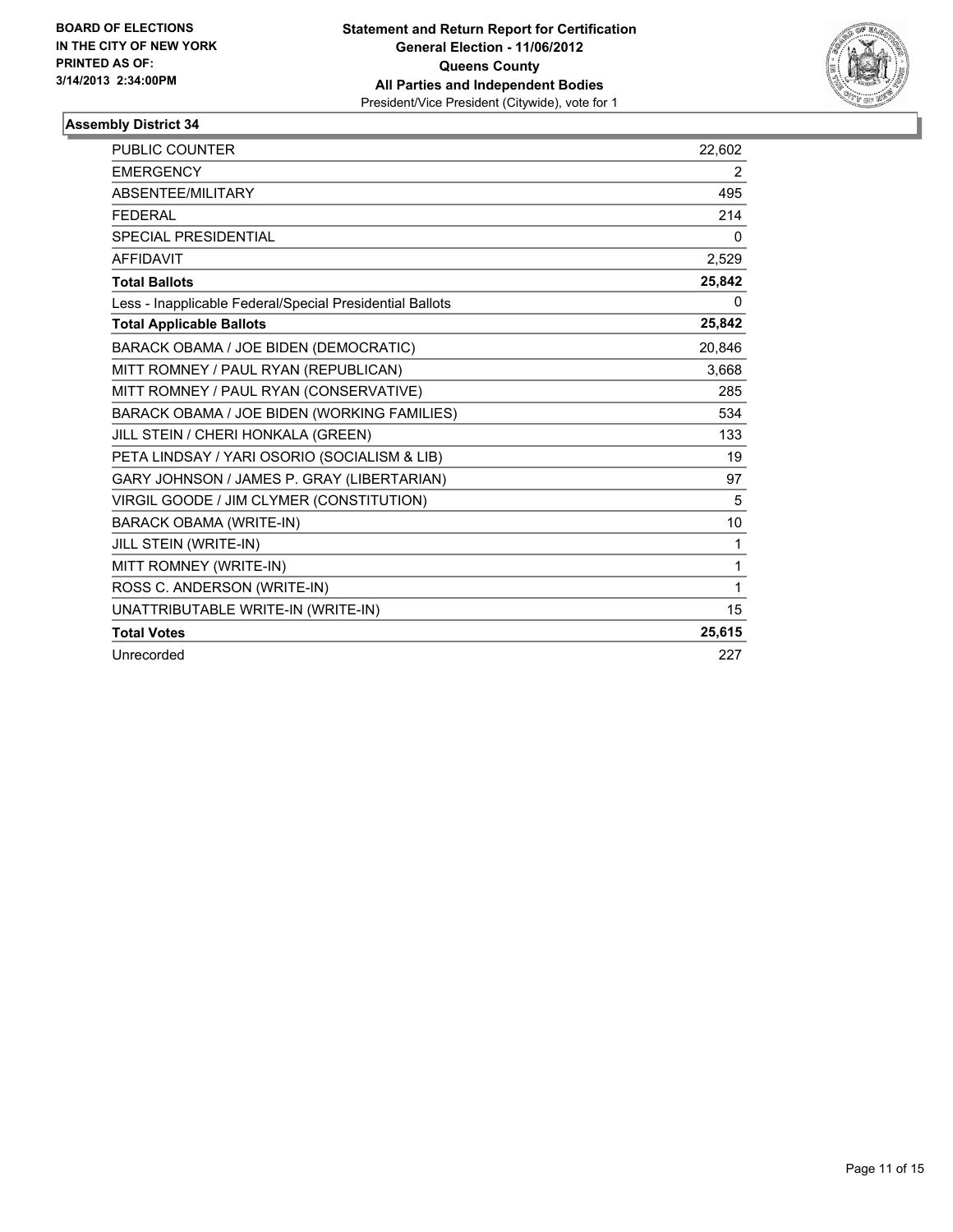BOARD OF ELECTIONS
IN THE CITY OF NEW YORK
PRINTED AS OF:
3/14/2013 2:34:00PM

**Statement and Return Report for Certification**
**General Election - 11/06/2012**
**Queens County**
**All Parties and Independent Bodies**
President/Vice President (Citywide), vote for 1

## Assembly District 34

| | |
|---|---|
| PUBLIC COUNTER | 22,602 |
| EMERGENCY | 2 |
| ABSENTEE/MILITARY | 495 |
| FEDERAL | 214 |
| SPECIAL PRESIDENTIAL | 0 |
| AFFIDAVIT | 2,529 |
| **Total Ballots** | **25,842** |
| Less - Inapplicable Federal/Special Presidential Ballots | 0 |
| **Total Applicable Ballots** | **25,842** |
| BARACK OBAMA / JOE BIDEN (DEMOCRATIC) | 20,846 |
| MITT ROMNEY / PAUL RYAN (REPUBLICAN) | 3,668 |
| MITT ROMNEY / PAUL RYAN (CONSERVATIVE) | 285 |
| BARACK OBAMA / JOE BIDEN (WORKING FAMILIES) | 534 |
| JILL STEIN / CHERI HONKALA (GREEN) | 133 |
| PETA LINDSAY / YARI OSORIO (SOCIALISM & LIB) | 19 |
| GARY JOHNSON / JAMES P. GRAY (LIBERTARIAN) | 97 |
| VIRGIL GOODE / JIM CLYMER (CONSTITUTION) | 5 |
| BARACK OBAMA (WRITE-IN) | 10 |
| JILL STEIN (WRITE-IN) | 1 |
| MITT ROMNEY (WRITE-IN) | 1 |
| ROSS C. ANDERSON (WRITE-IN) | 1 |
| UNATTRIBUTABLE WRITE-IN (WRITE-IN) | 15 |
| **Total Votes** | **25,615** |
| Unrecorded | 227 |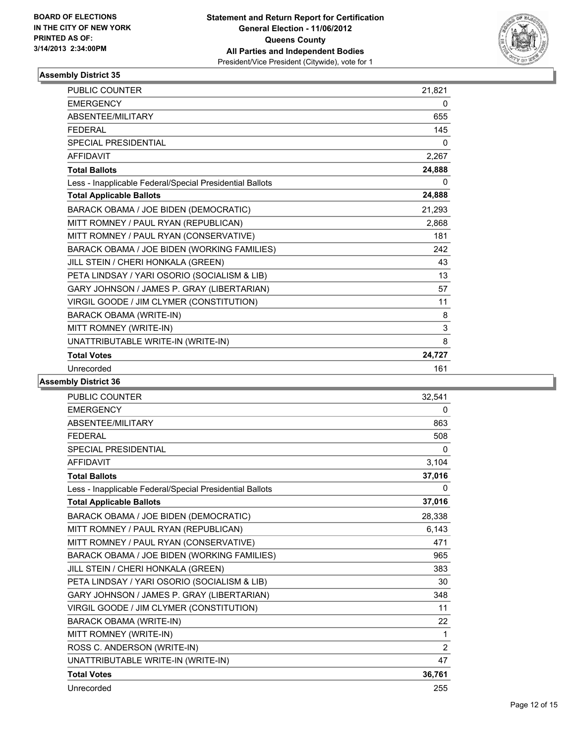**BOARD OF ELECTIONS IN THE CITY OF NEW YORK PRINTED AS OF: 3/14/2013 2:34:00PM**

**Statement and Return Report for Certification**
**General Election - 11/06/2012**
**Queens County**
**All Parties and Independent Bodies**
President/Vice President (Citywide), vote for 1

### Assembly District 35

| | |
|---|---|
| PUBLIC COUNTER | 21,821 |
| EMERGENCY | 0 |
| ABSENTEE/MILITARY | 655 |
| FEDERAL | 145 |
| SPECIAL PRESIDENTIAL | 0 |
| AFFIDAVIT | 2,267 |
| **Total Ballots** | **24,888** |
| Less - Inapplicable Federal/Special Presidential Ballots | 0 |
| **Total Applicable Ballots** | **24,888** |
| BARACK OBAMA / JOE BIDEN (DEMOCRATIC) | 21,293 |
| MITT ROMNEY / PAUL RYAN (REPUBLICAN) | 2,868 |
| MITT ROMNEY / PAUL RYAN (CONSERVATIVE) | 181 |
| BARACK OBAMA / JOE BIDEN (WORKING FAMILIES) | 242 |
| JILL STEIN / CHERI HONKALA (GREEN) | 43 |
| PETA LINDSAY / YARI OSORIO (SOCIALISM & LIB) | 13 |
| GARY JOHNSON / JAMES P. GRAY (LIBERTARIAN) | 57 |
| VIRGIL GOODE / JIM CLYMER (CONSTITUTION) | 11 |
| BARACK OBAMA (WRITE-IN) | 8 |
| MITT ROMNEY (WRITE-IN) | 3 |
| UNATTRIBUTABLE WRITE-IN (WRITE-IN) | 8 |
| **Total Votes** | **24,727** |
| Unrecorded | 161 |

### Assembly District 36

| | |
|---|---|
| PUBLIC COUNTER | 32,541 |
| EMERGENCY | 0 |
| ABSENTEE/MILITARY | 863 |
| FEDERAL | 508 |
| SPECIAL PRESIDENTIAL | 0 |
| AFFIDAVIT | 3,104 |
| **Total Ballots** | **37,016** |
| Less - Inapplicable Federal/Special Presidential Ballots | 0 |
| **Total Applicable Ballots** | **37,016** |
| BARACK OBAMA / JOE BIDEN (DEMOCRATIC) | 28,338 |
| MITT ROMNEY / PAUL RYAN (REPUBLICAN) | 6,143 |
| MITT ROMNEY / PAUL RYAN (CONSERVATIVE) | 471 |
| BARACK OBAMA / JOE BIDEN (WORKING FAMILIES) | 965 |
| JILL STEIN / CHERI HONKALA (GREEN) | 383 |
| PETA LINDSAY / YARI OSORIO (SOCIALISM & LIB) | 30 |
| GARY JOHNSON / JAMES P. GRAY (LIBERTARIAN) | 348 |
| VIRGIL GOODE / JIM CLYMER (CONSTITUTION) | 11 |
| BARACK OBAMA (WRITE-IN) | 22 |
| MITT ROMNEY (WRITE-IN) | 1 |
| ROSS C. ANDERSON (WRITE-IN) | 2 |
| UNATTRIBUTABLE WRITE-IN (WRITE-IN) | 47 |
| **Total Votes** | **36,761** |
| Unrecorded | 255 |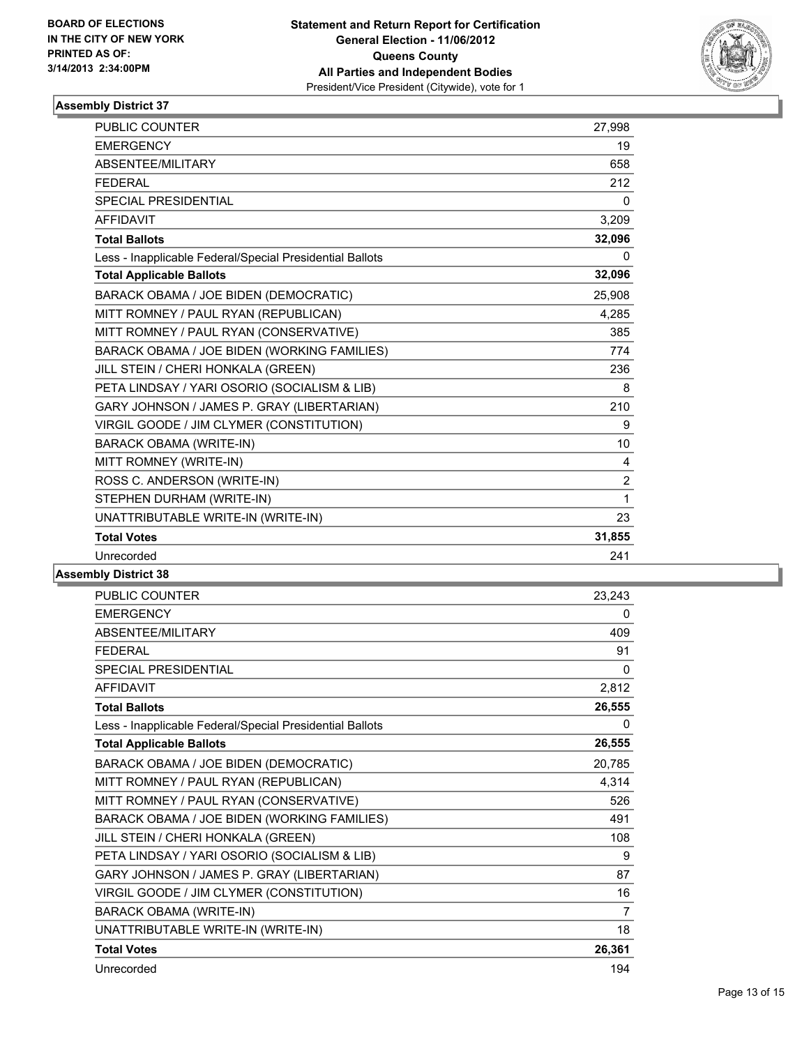BOARD OF ELECTIONS
IN THE CITY OF NEW YORK
PRINTED AS OF:
3/14/2013 2:34:00PM

**Statement and Return Report for Certification**
**General Election - 11/06/2012**
**Queens County**
**All Parties and Independent Bodies**
President/Vice President (Citywide), vote for 1

### Assembly District 37

| | |
|---|---|
| PUBLIC COUNTER | 27,998 |
| EMERGENCY | 19 |
| ABSENTEE/MILITARY | 658 |
| FEDERAL | 212 |
| SPECIAL PRESIDENTIAL | 0 |
| AFFIDAVIT | 3,209 |
| **Total Ballots** | **32,096** |
| Less - Inapplicable Federal/Special Presidential Ballots | 0 |
| **Total Applicable Ballots** | **32,096** |
| BARACK OBAMA / JOE BIDEN (DEMOCRATIC) | 25,908 |
| MITT ROMNEY / PAUL RYAN (REPUBLICAN) | 4,285 |
| MITT ROMNEY / PAUL RYAN (CONSERVATIVE) | 385 |
| BARACK OBAMA / JOE BIDEN (WORKING FAMILIES) | 774 |
| JILL STEIN / CHERI HONKALA (GREEN) | 236 |
| PETA LINDSAY / YARI OSORIO (SOCIALISM & LIB) | 8 |
| GARY JOHNSON / JAMES P. GRAY (LIBERTARIAN) | 210 |
| VIRGIL GOODE / JIM CLYMER (CONSTITUTION) | 9 |
| BARACK OBAMA (WRITE-IN) | 10 |
| MITT ROMNEY (WRITE-IN) | 4 |
| ROSS C. ANDERSON (WRITE-IN) | 2 |
| STEPHEN DURHAM (WRITE-IN) | 1 |
| UNATTRIBUTABLE WRITE-IN (WRITE-IN) | 23 |
| **Total Votes** | **31,855** |
| Unrecorded | 241 |

### Assembly District 38

| | |
|---|---|
| PUBLIC COUNTER | 23,243 |
| EMERGENCY | 0 |
| ABSENTEE/MILITARY | 409 |
| FEDERAL | 91 |
| SPECIAL PRESIDENTIAL | 0 |
| AFFIDAVIT | 2,812 |
| **Total Ballots** | **26,555** |
| Less - Inapplicable Federal/Special Presidential Ballots | 0 |
| **Total Applicable Ballots** | **26,555** |
| BARACK OBAMA / JOE BIDEN (DEMOCRATIC) | 20,785 |
| MITT ROMNEY / PAUL RYAN (REPUBLICAN) | 4,314 |
| MITT ROMNEY / PAUL RYAN (CONSERVATIVE) | 526 |
| BARACK OBAMA / JOE BIDEN (WORKING FAMILIES) | 491 |
| JILL STEIN / CHERI HONKALA (GREEN) | 108 |
| PETA LINDSAY / YARI OSORIO (SOCIALISM & LIB) | 9 |
| GARY JOHNSON / JAMES P. GRAY (LIBERTARIAN) | 87 |
| VIRGIL GOODE / JIM CLYMER (CONSTITUTION) | 16 |
| BARACK OBAMA (WRITE-IN) | 7 |
| UNATTRIBUTABLE WRITE-IN (WRITE-IN) | 18 |
| **Total Votes** | **26,361** |
| Unrecorded | 194 |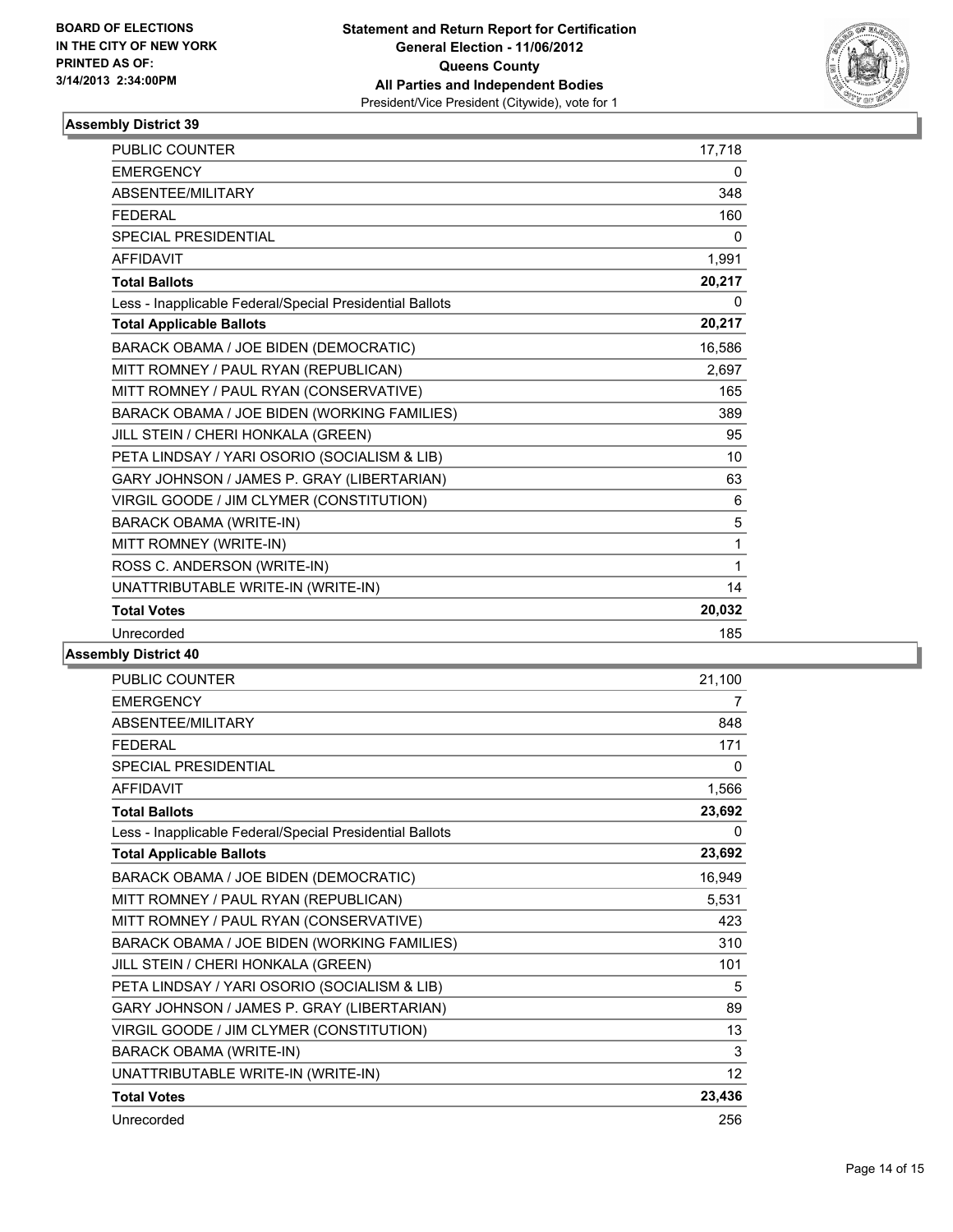BOARD OF ELECTIONS
IN THE CITY OF NEW YORK
PRINTED AS OF:
3/14/2013 2:34:00PM

**Statement and Return Report for Certification**
**General Election - 11/06/2012**
**Queens County**
**All Parties and Independent Bodies**
President/Vice President (Citywide), vote for 1

### Assembly District 39

| | |
|---|---|
| PUBLIC COUNTER | 17,718 |
| EMERGENCY | 0 |
| ABSENTEE/MILITARY | 348 |
| FEDERAL | 160 |
| SPECIAL PRESIDENTIAL | 0 |
| AFFIDAVIT | 1,991 |
| **Total Ballots** | **20,217** |
| Less - Inapplicable Federal/Special Presidential Ballots | 0 |
| **Total Applicable Ballots** | **20,217** |
| BARACK OBAMA / JOE BIDEN (DEMOCRATIC) | 16,586 |
| MITT ROMNEY / PAUL RYAN (REPUBLICAN) | 2,697 |
| MITT ROMNEY / PAUL RYAN (CONSERVATIVE) | 165 |
| BARACK OBAMA / JOE BIDEN (WORKING FAMILIES) | 389 |
| JILL STEIN / CHERI HONKALA (GREEN) | 95 |
| PETA LINDSAY / YARI OSORIO (SOCIALISM & LIB) | 10 |
| GARY JOHNSON / JAMES P. GRAY (LIBERTARIAN) | 63 |
| VIRGIL GOODE / JIM CLYMER (CONSTITUTION) | 6 |
| BARACK OBAMA (WRITE-IN) | 5 |
| MITT ROMNEY (WRITE-IN) | 1 |
| ROSS C. ANDERSON (WRITE-IN) | 1 |
| UNATTRIBUTABLE WRITE-IN (WRITE-IN) | 14 |
| **Total Votes** | **20,032** |
| Unrecorded | 185 |

### Assembly District 40

| | |
|---|---|
| PUBLIC COUNTER | 21,100 |
| EMERGENCY | 7 |
| ABSENTEE/MILITARY | 848 |
| FEDERAL | 171 |
| SPECIAL PRESIDENTIAL | 0 |
| AFFIDAVIT | 1,566 |
| **Total Ballots** | **23,692** |
| Less - Inapplicable Federal/Special Presidential Ballots | 0 |
| **Total Applicable Ballots** | **23,692** |
| BARACK OBAMA / JOE BIDEN (DEMOCRATIC) | 16,949 |
| MITT ROMNEY / PAUL RYAN (REPUBLICAN) | 5,531 |
| MITT ROMNEY / PAUL RYAN (CONSERVATIVE) | 423 |
| BARACK OBAMA / JOE BIDEN (WORKING FAMILIES) | 310 |
| JILL STEIN / CHERI HONKALA (GREEN) | 101 |
| PETA LINDSAY / YARI OSORIO (SOCIALISM & LIB) | 5 |
| GARY JOHNSON / JAMES P. GRAY (LIBERTARIAN) | 89 |
| VIRGIL GOODE / JIM CLYMER (CONSTITUTION) | 13 |
| BARACK OBAMA (WRITE-IN) | 3 |
| UNATTRIBUTABLE WRITE-IN (WRITE-IN) | 12 |
| **Total Votes** | **23,436** |
| Unrecorded | 256 |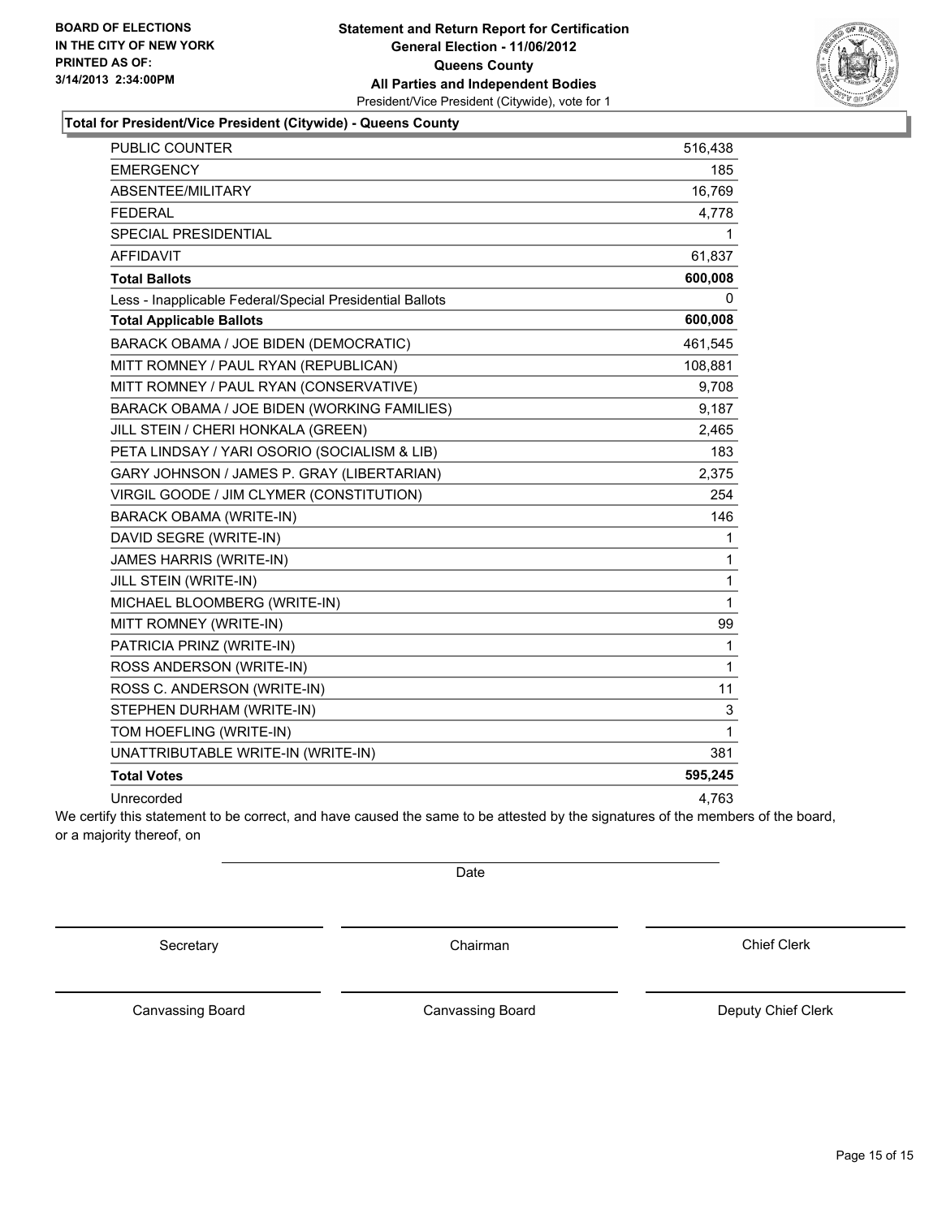**BOARD OF ELECTIONS IN THE CITY OF NEW YORK PRINTED AS OF: 3/14/2013 2:34:00PM**

**Statement and Return Report for Certification**
**General Election - 11/06/2012**
**Queens County**
**All Parties and Independent Bodies**
President/Vice President (Citywide), vote for 1

### Total for President/Vice President (Citywide) - Queens County

| | |
|---|---|
| PUBLIC COUNTER | 516,438 |
| EMERGENCY | 185 |
| ABSENTEE/MILITARY | 16,769 |
| FEDERAL | 4,778 |
| SPECIAL PRESIDENTIAL | 1 |
| AFFIDAVIT | 61,837 |
| **Total Ballots** | **600,008** |
| Less - Inapplicable Federal/Special Presidential Ballots | 0 |
| **Total Applicable Ballots** | **600,008** |
| BARACK OBAMA / JOE BIDEN (DEMOCRATIC) | 461,545 |
| MITT ROMNEY / PAUL RYAN (REPUBLICAN) | 108,881 |
| MITT ROMNEY / PAUL RYAN (CONSERVATIVE) | 9,708 |
| BARACK OBAMA / JOE BIDEN (WORKING FAMILIES) | 9,187 |
| JILL STEIN / CHERI HONKALA (GREEN) | 2,465 |
| PETA LINDSAY / YARI OSORIO (SOCIALISM & LIB) | 183 |
| GARY JOHNSON / JAMES P. GRAY (LIBERTARIAN) | 2,375 |
| VIRGIL GOODE / JIM CLYMER (CONSTITUTION) | 254 |
| BARACK OBAMA (WRITE-IN) | 146 |
| DAVID SEGRE (WRITE-IN) | 1 |
| JAMES HARRIS (WRITE-IN) | 1 |
| JILL STEIN (WRITE-IN) | 1 |
| MICHAEL BLOOMBERG (WRITE-IN) | 1 |
| MITT ROMNEY (WRITE-IN) | 99 |
| PATRICIA PRINZ (WRITE-IN) | 1 |
| ROSS ANDERSON (WRITE-IN) | 1 |
| ROSS C. ANDERSON (WRITE-IN) | 11 |
| STEPHEN DURHAM (WRITE-IN) | 3 |
| TOM HOEFLING (WRITE-IN) | 1 |
| UNATTRIBUTABLE WRITE-IN (WRITE-IN) | 381 |
| **Total Votes** | **595,245** |
| Unrecorded | 4,763 |

We certify this statement to be correct, and have caused the same to be attested by the signatures of the members of the board, or a majority thereof, on

Date

Secretary | Chairman | Chief Clerk

Canvassing Board | Canvassing Board | Deputy Chief Clerk